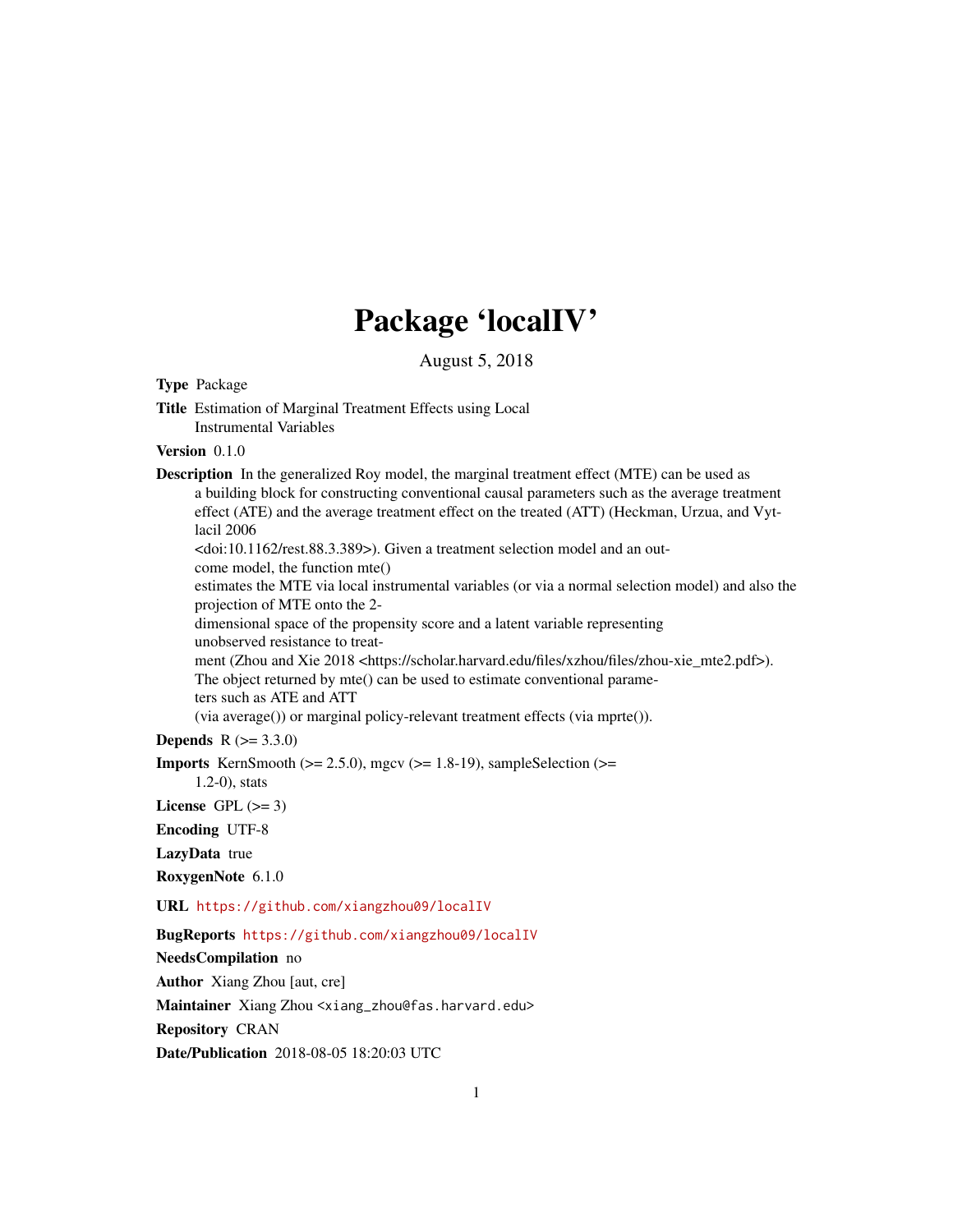# Package 'localIV'

August 5, 2018

**Type** Package

**Title** Estimation of Marginal Treatment Effects using Local Instrumental Variables

**Version** 0.1.0

**Description** In the generalized Roy model, the marginal treatment effect (MTE) can be used as a building block for constructing conventional causal parameters such as the average treatment effect (ATE) and the average treatment effect on the treated (ATT) (Heckman, Urzua, and Vytlacil 2006 <doi:10.1162/rest.88.3.389>). Given a treatment selection model and an outcome model, the function mte() estimates the MTE via local instrumental variables (or via a normal selection model) and also the projection of MTE onto the 2-dimensional space of the propensity score and a latent variable representing unobserved resistance to treatment (Zhou and Xie 2018 <https://scholar.harvard.edu/files/xzhou/files/zhou-xie_mte2.pdf>). The object returned by mte() can be used to estimate conventional parameters such as ATE and ATT (via average()) or marginal policy-relevant treatment effects (via mprte()).

**Depends** R (>= 3.3.0)

**Imports** KernSmooth (>= 2.5.0), mgcv (>= 1.8-19), sampleSelection (>= 1.2-0), stats

**License** GPL (>= 3)

**Encoding** UTF-8

**LazyData** true

**RoxygenNote** 6.1.0

**URL** https://github.com/xiangzhou09/localIV

**BugReports** https://github.com/xiangzhou09/localIV

**NeedsCompilation** no

**Author** Xiang Zhou [aut, cre]

**Maintainer** Xiang Zhou <xiang_zhou@fas.harvard.edu>

**Repository** CRAN

**Date/Publication** 2018-08-05 18:20:03 UTC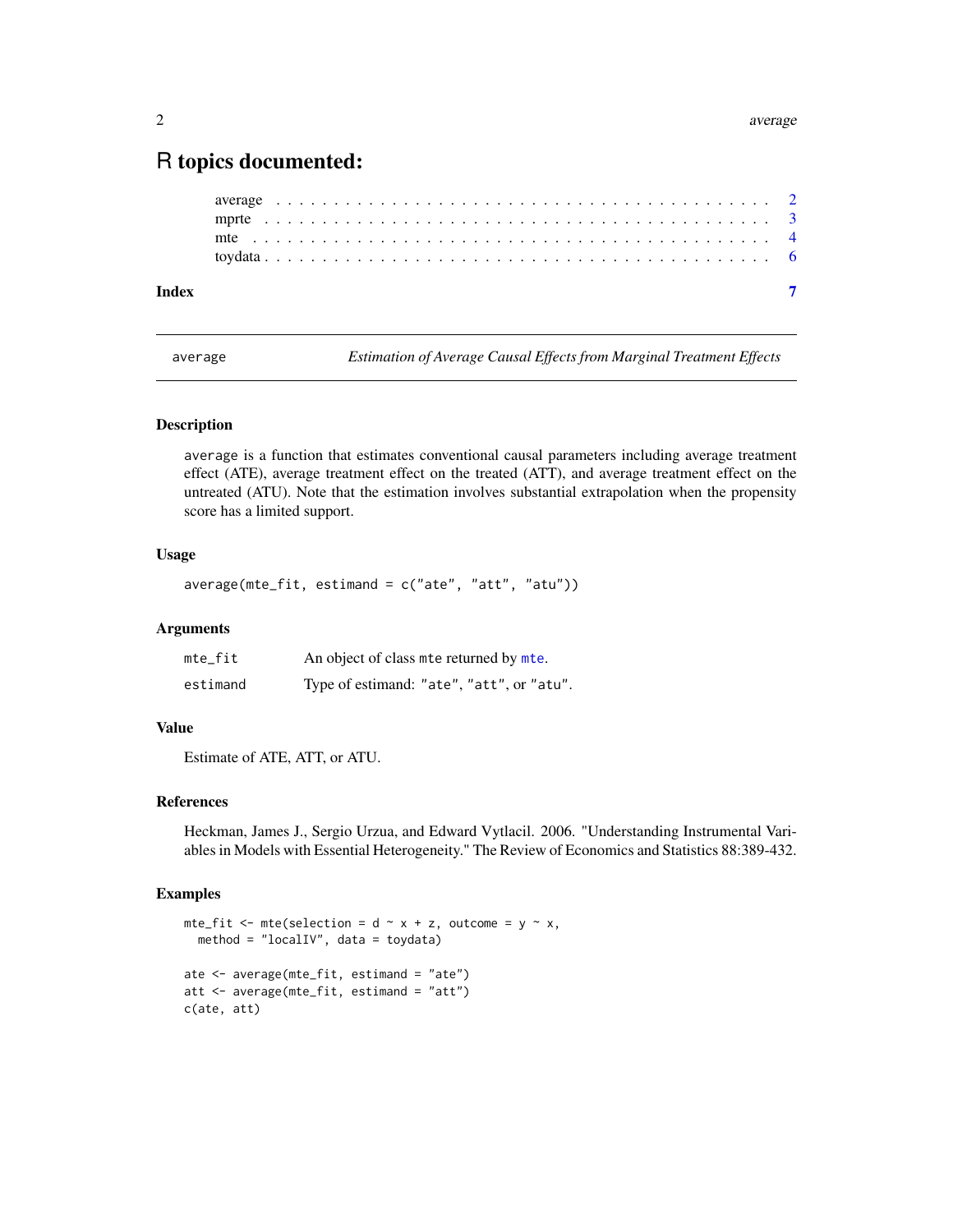# R topics documented:

- average . . . . . . . . . . . . . . . . . . . . . . . . . . . . . . . . . . . . . . . . . 2
- mprte . . . . . . . . . . . . . . . . . . . . . . . . . . . . . . . . . . . . . . . . . . 3
- mte . . . . . . . . . . . . . . . . . . . . . . . . . . . . . . . . . . . . . . . . . . . 4
- toydata . . . . . . . . . . . . . . . . . . . . . . . . . . . . . . . . . . . . . . . . . 6

**Index** **7**

---

`average` *Estimation of Average Causal Effects from Marginal Treatment Effects*

---

### Description

`average` is a function that estimates conventional causal parameters including average treatment effect (ATE), average treatment effect on the treated (ATT), and average treatment effect on the untreated (ATU). Note that the estimation involves substantial extrapolation when the propensity score has a limited support.

### Usage

```
average(mte_fit, estimand = c("ate", "att", "atu"))
```

### Arguments

| | |
|---|---|
| `mte_fit` | An object of class `mte` returned by `mte`. |
| `estimand` | Type of estimand: `"ate"`, `"att"`, or `"atu"`. |

### Value

Estimate of ATE, ATT, or ATU.

### References

Heckman, James J., Sergio Urzua, and Edward Vytlacil. 2006. "Understanding Instrumental Variables in Models with Essential Heterogeneity." The Review of Economics and Statistics 88:389-432.

### Examples

```
mte_fit <- mte(selection = d ~ x + z, outcome = y ~ x,
  method = "localIV", data = toydata)

ate <- average(mte_fit, estimand = "ate")
att <- average(mte_fit, estimand = "att")
c(ate, att)
```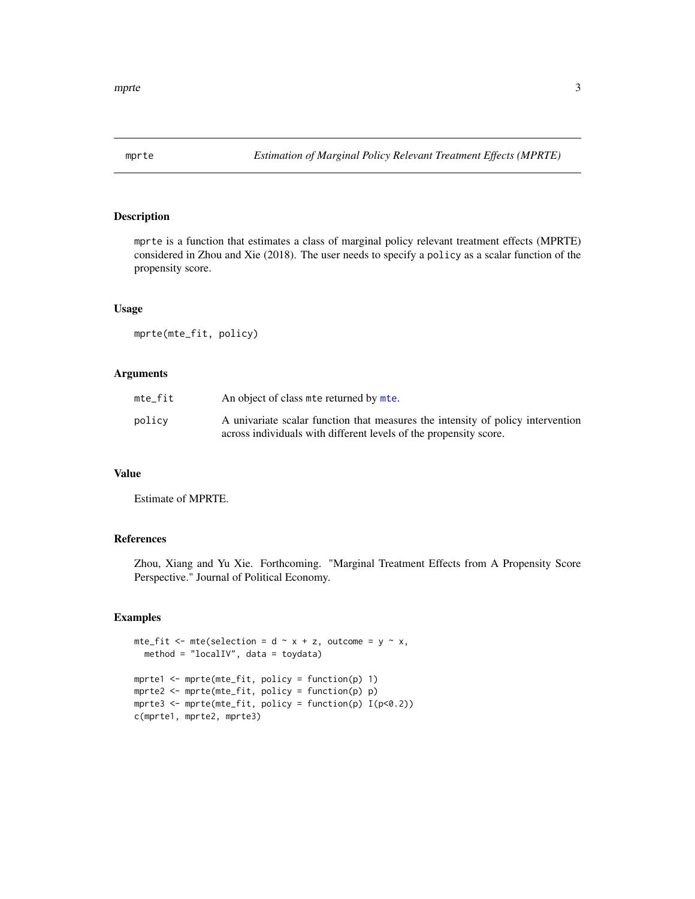# mprte — *Estimation of Marginal Policy Relevant Treatment Effects (MPRTE)*

## Description

mprte is a function that estimates a class of marginal policy relevant treatment effects (MPRTE) considered in Zhou and Xie (2018). The user needs to specify a policy as a scalar function of the propensity score.

## Usage

```
mprte(mte_fit, policy)
```

## Arguments

| | |
|---|---|
| mte_fit | An object of class mte returned by mte. |
| policy | A univariate scalar function that measures the intensity of policy intervention across individuals with different levels of the propensity score. |

## Value

Estimate of MPRTE.

## References

Zhou, Xiang and Yu Xie. Forthcoming. "Marginal Treatment Effects from A Propensity Score Perspective." Journal of Political Economy.

## Examples

```
mte_fit <- mte(selection = d ~ x + z, outcome = y ~ x,
  method = "localIV", data = toydata)

mprte1 <- mprte(mte_fit, policy = function(p) 1)
mprte2 <- mprte(mte_fit, policy = function(p) p)
mprte3 <- mprte(mte_fit, policy = function(p) I(p<0.2))
c(mprte1, mprte2, mprte3)
```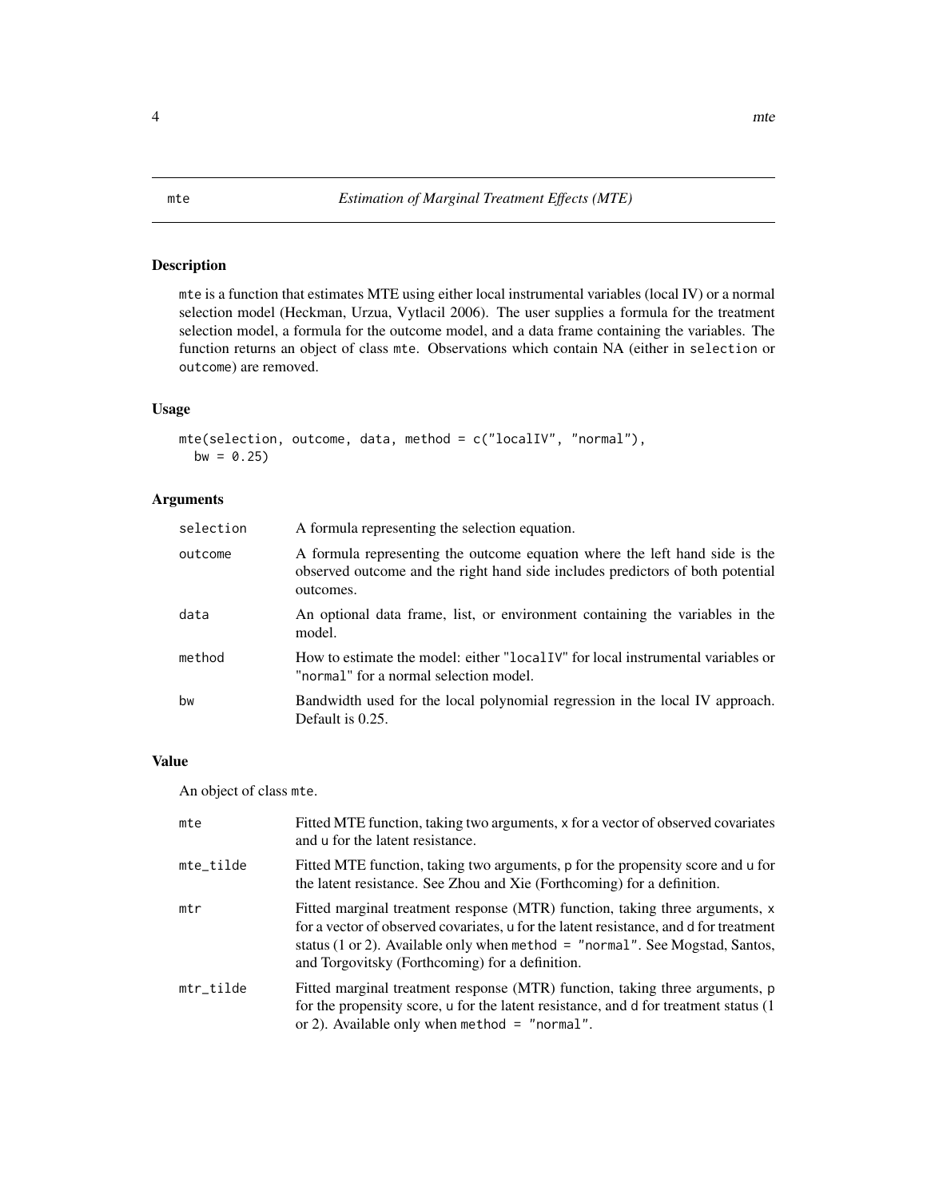mte *Estimation of Marginal Treatment Effects (MTE)*

## Description

`mte` is a function that estimates MTE using either local instrumental variables (local IV) or a normal selection model (Heckman, Urzua, Vytlacil 2006). The user supplies a formula for the treatment selection model, a formula for the outcome model, and a data frame containing the variables. The function returns an object of class `mte`. Observations which contain NA (either in `selection` or `outcome`) are removed.

## Usage

```
mte(selection, outcome, data, method = c("localIV", "normal"),
  bw = 0.25)
```

## Arguments

| | |
|---|---|
| `selection` | A formula representing the selection equation. |
| `outcome` | A formula representing the outcome equation where the left hand side is the observed outcome and the right hand side includes predictors of both potential outcomes. |
| `data` | An optional data frame, list, or environment containing the variables in the model. |
| `method` | How to estimate the model: either "`localIV`" for local instrumental variables or "`normal`" for a normal selection model. |
| `bw` | Bandwidth used for the local polynomial regression in the local IV approach. Default is 0.25. |

## Value

An object of class `mte`.

| | |
|---|---|
| `mte` | Fitted MTE function, taking two arguments, `x` for a vector of observed covariates and `u` for the latent resistance. |
| `mte_tilde` | Fitted MTE function, taking two arguments, `p` for the propensity score and `u` for the latent resistance. See Zhou and Xie (Forthcoming) for a definition. |
| `mtr` | Fitted marginal treatment response (MTR) function, taking three arguments, `x` for a vector of observed covariates, `u` for the latent resistance, and `d` for treatment status (1 or 2). Available only when `method = "normal"`. See Mogstad, Santos, and Torgovitsky (Forthcoming) for a definition. |
| `mtr_tilde` | Fitted marginal treatment response (MTR) function, taking three arguments, `p` for the propensity score, `u` for the latent resistance, and `d` for treatment status (1 or 2). Available only when `method = "normal"`. |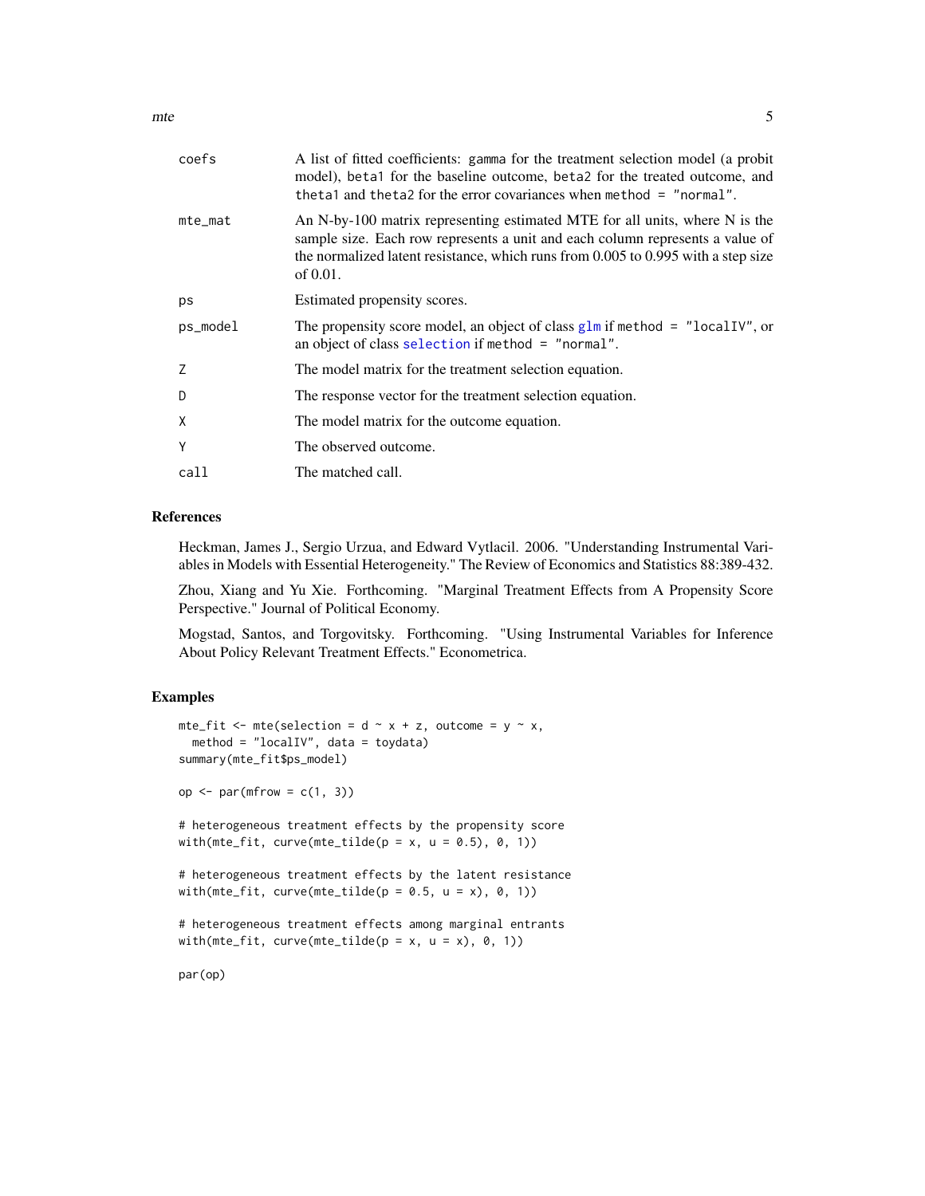| | |
|---|---|
| coefs | A list of fitted coefficients: gamma for the treatment selection model (a probit model), beta1 for the baseline outcome, beta2 for the treated outcome, and theta1 and theta2 for the error covariances when method = "normal". |
| mte_mat | An N-by-100 matrix representing estimated MTE for all units, where N is the sample size. Each row represents a unit and each column represents a value of the normalized latent resistance, which runs from 0.005 to 0.995 with a step size of 0.01. |
| ps | Estimated propensity scores. |
| ps_model | The propensity score model, an object of class glm if method = "localIV", or an object of class selection if method = "normal". |
| Z | The model matrix for the treatment selection equation. |
| D | The response vector for the treatment selection equation. |
| X | The model matrix for the outcome equation. |
| Y | The observed outcome. |
| call | The matched call. |

## References

Heckman, James J., Sergio Urzua, and Edward Vytlacil. 2006. "Understanding Instrumental Variables in Models with Essential Heterogeneity." The Review of Economics and Statistics 88:389-432.

Zhou, Xiang and Yu Xie. Forthcoming. "Marginal Treatment Effects from A Propensity Score Perspective." Journal of Political Economy.

Mogstad, Santos, and Torgovitsky. Forthcoming. "Using Instrumental Variables for Inference About Policy Relevant Treatment Effects." Econometrica.

## Examples

```
mte_fit <- mte(selection = d ~ x + z, outcome = y ~ x,
  method = "localIV", data = toydata)
summary(mte_fit$ps_model)

op <- par(mfrow = c(1, 3))

# heterogeneous treatment effects by the propensity score
with(mte_fit, curve(mte_tilde(p = x, u = 0.5), 0, 1))

# heterogeneous treatment effects by the latent resistance
with(mte_fit, curve(mte_tilde(p = 0.5, u = x), 0, 1))

# heterogeneous treatment effects among marginal entrants
with(mte_fit, curve(mte_tilde(p = x, u = x), 0, 1))

par(op)
```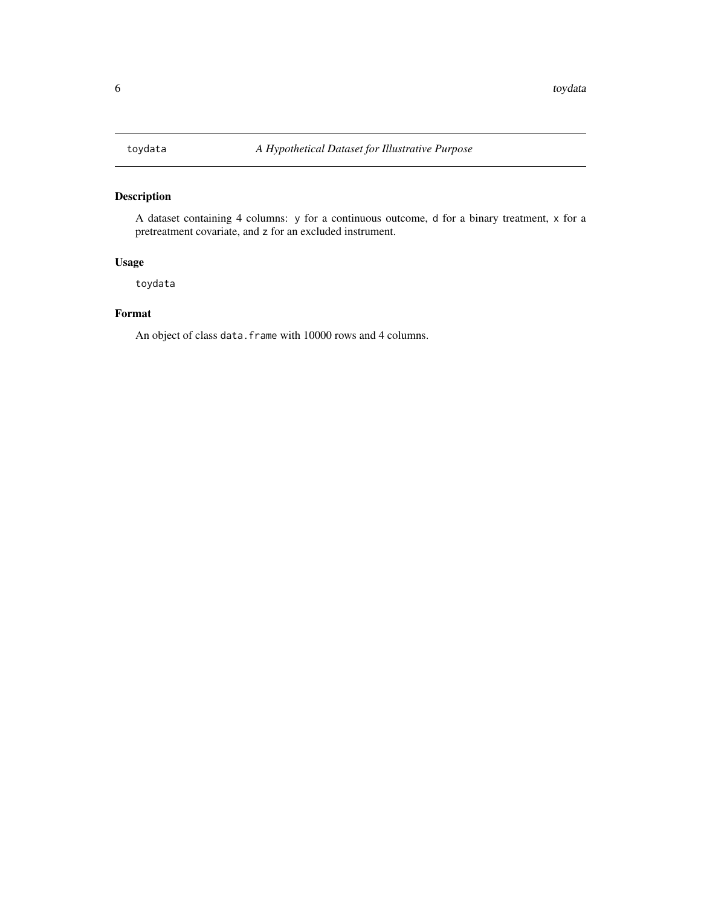# toydata — *A Hypothetical Dataset for Illustrative Purpose*

## Description

A dataset containing 4 columns: `y` for a continuous outcome, `d` for a binary treatment, `x` for a pretreatment covariate, and `z` for an excluded instrument.

## Usage

```
toydata
```

## Format

An object of class `data.frame` with 10000 rows and 4 columns.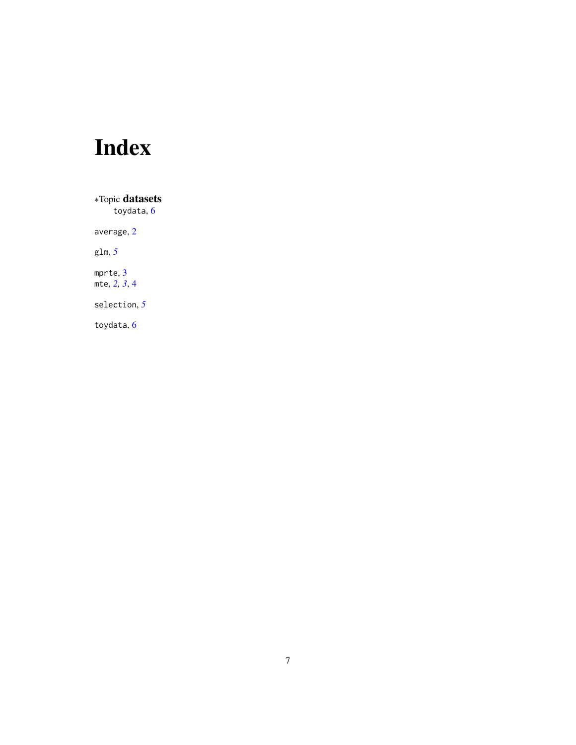# Index

∗Topic **datasets**
    `toydata`, 6

`average`, 2

`glm`, *5*

`mprte`, 3
`mte`, *2, 3*, 4

`selection`, *5*

`toydata`, 6